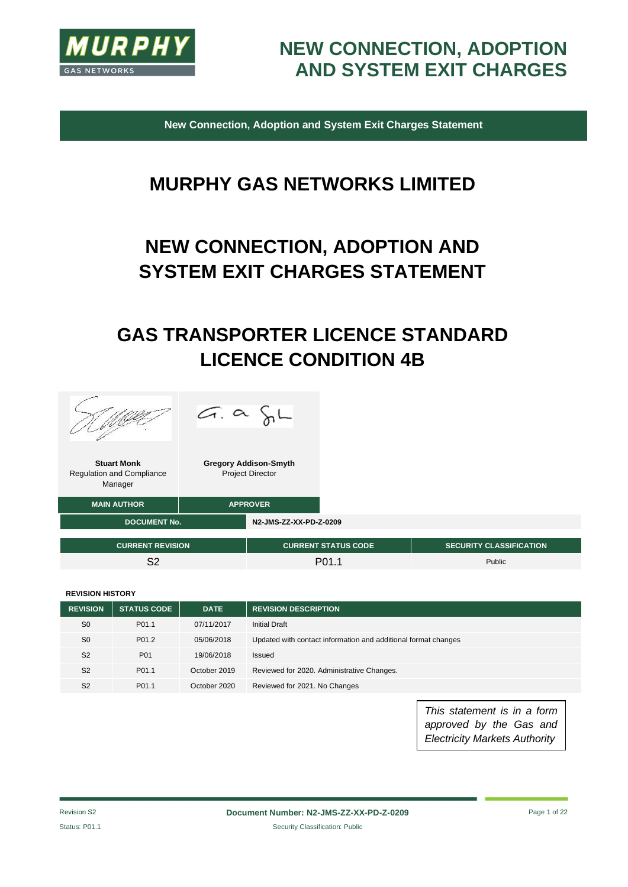# NEW CONNECTION, ADOPTION AND SYSTEM EXIT CHARGES

**New Connection, Adoption and System Exit Charges Statement**

# MURPHY GAS NETWORKS LIMITED

# NEW CONNECTION, ADOPTION AND SYSTEM EXIT CHARGES STATEMENT

# GAS TRANSPORTER LICENCE STANDARD LICENCE CONDITION 4B

| **Stuart Monk**<br>Regulation and Compliance Manager | **Gregory Addison-Smyth**<br>Project Director |
|---|---|
| MAIN AUTHOR | APPROVER |

| DOCUMENT No. | N2-JMS-ZZ-XX-PD-Z-0209 |
|---|---|

| CURRENT REVISION | CURRENT STATUS CODE | SECURITY CLASSIFICATION |
|---|---|---|
| S2 | P01.1 | Public |

**REVISION HISTORY**

| REVISION | STATUS CODE | DATE | REVISION DESCRIPTION |
|---|---|---|---|
| S0 | P01.1 | 07/11/2017 | Initial Draft |
| S0 | P01.2 | 05/06/2018 | Updated with contact information and additional format changes |
| S2 | P01 | 19/06/2018 | Issued |
| S2 | P01.1 | October 2019 | Reviewed for 2020. Administrative Changes. |
| S2 | P01.1 | October 2020 | Reviewed for 2021. No Changes |

*This statement is in a form approved by the Gas and Electricity Markets Authority*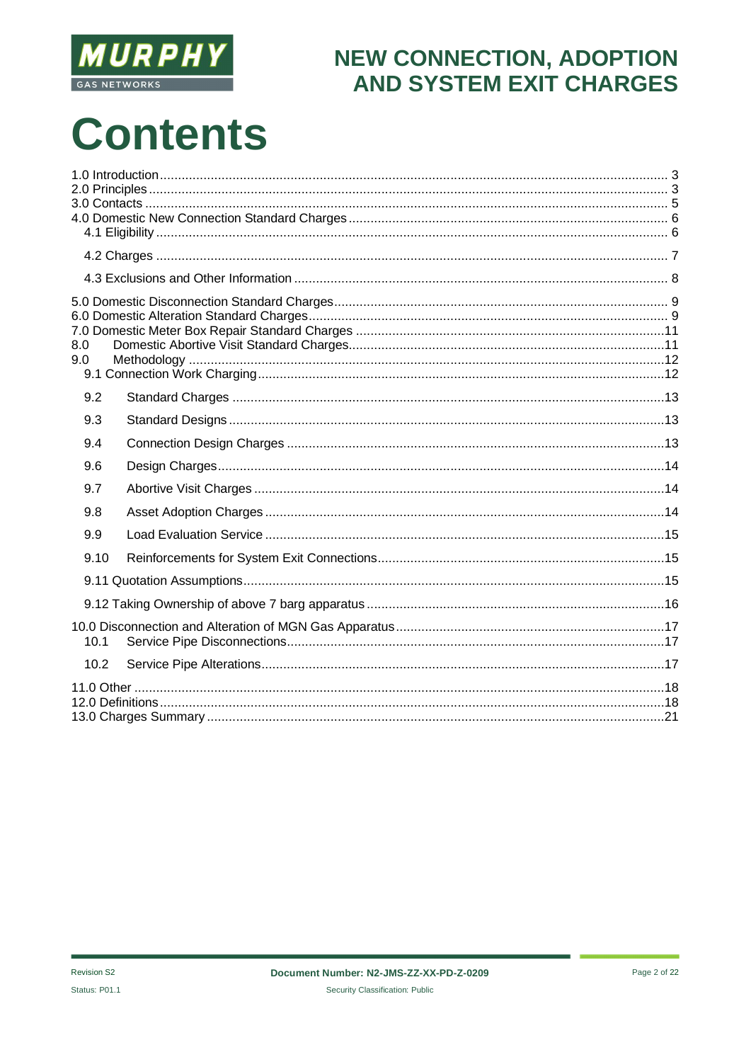# Contents

- 1.0 Introduction ... 3
- 2.0 Principles ... 3
- 3.0 Contacts ... 5
- 4.0 Domestic New Connection Standard Charges ... 6
  - 4.1 Eligibility ... 6
  - 4.2 Charges ... 7
  - 4.3 Exclusions and Other Information ... 8
- 5.0 Domestic Disconnection Standard Charges ... 9
- 6.0 Domestic Alteration Standard Charges ... 9
- 7.0 Domestic Meter Box Repair Standard Charges ... 11
- 8.0 Domestic Abortive Visit Standard Charges ... 11
- 9.0 Methodology ... 12
  - 9.1 Connection Work Charging ... 12
  - 9.2 Standard Charges ... 13
  - 9.3 Standard Designs ... 13
  - 9.4 Connection Design Charges ... 13
  - 9.6 Design Charges ... 14
  - 9.7 Abortive Visit Charges ... 14
  - 9.8 Asset Adoption Charges ... 14
  - 9.9 Load Evaluation Service ... 15
  - 9.10 Reinforcements for System Exit Connections ... 15
  - 9.11 Quotation Assumptions ... 15
  - 9.12 Taking Ownership of above 7 barg apparatus ... 16
- 10.0 Disconnection and Alteration of MGN Gas Apparatus ... 17
  - 10.1 Service Pipe Disconnections ... 17
  - 10.2 Service Pipe Alterations ... 17
- 11.0 Other ... 18
- 12.0 Definitions ... 18
- 13.0 Charges Summary ... 21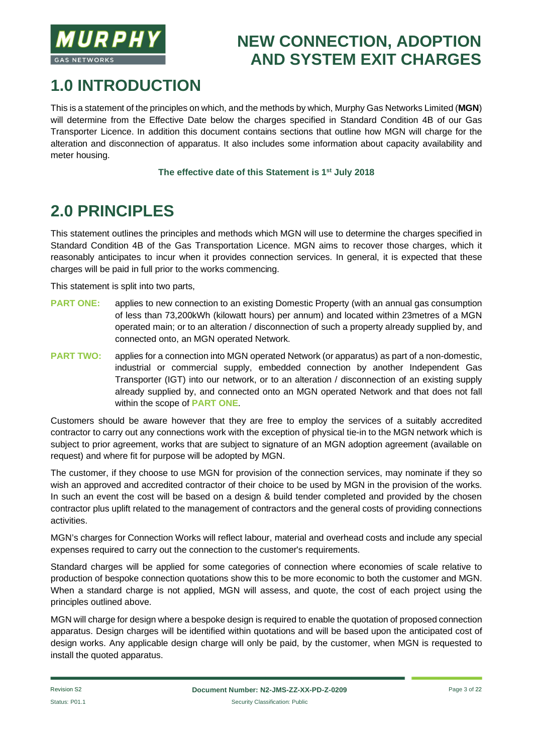# 1.0 INTRODUCTION

This is a statement of the principles on which, and the methods by which, Murphy Gas Networks Limited (**MGN**) will determine from the Effective Date below the charges specified in Standard Condition 4B of our Gas Transporter Licence. In addition this document contains sections that outline how MGN will charge for the alteration and disconnection of apparatus. It also includes some information about capacity availability and meter housing.

**The effective date of this Statement is 1st July 2018**

# 2.0 PRINCIPLES

This statement outlines the principles and methods which MGN will use to determine the charges specified in Standard Condition 4B of the Gas Transportation Licence. MGN aims to recover those charges, which it reasonably anticipates to incur when it provides connection services. In general, it is expected that these charges will be paid in full prior to the works commencing.

This statement is split into two parts,

**PART ONE:** applies to new connection to an existing Domestic Property (with an annual gas consumption of less than 73,200kWh (kilowatt hours) per annum) and located within 23metres of a MGN operated main; or to an alteration / disconnection of such a property already supplied by, and connected onto, an MGN operated Network.

**PART TWO:** applies for a connection into MGN operated Network (or apparatus) as part of a non-domestic, industrial or commercial supply, embedded connection by another Independent Gas Transporter (IGT) into our network, or to an alteration / disconnection of an existing supply already supplied by, and connected onto an MGN operated Network and that does not fall within the scope of **PART ONE**.

Customers should be aware however that they are free to employ the services of a suitably accredited contractor to carry out any connections work with the exception of physical tie-in to the MGN network which is subject to prior agreement, works that are subject to signature of an MGN adoption agreement (available on request) and where fit for purpose will be adopted by MGN.

The customer, if they choose to use MGN for provision of the connection services, may nominate if they so wish an approved and accredited contractor of their choice to be used by MGN in the provision of the works. In such an event the cost will be based on a design & build tender completed and provided by the chosen contractor plus uplift related to the management of contractors and the general costs of providing connections activities.

MGN's charges for Connection Works will reflect labour, material and overhead costs and include any special expenses required to carry out the connection to the customer's requirements.

Standard charges will be applied for some categories of connection where economies of scale relative to production of bespoke connection quotations show this to be more economic to both the customer and MGN. When a standard charge is not applied, MGN will assess, and quote, the cost of each project using the principles outlined above.

MGN will charge for design where a bespoke design is required to enable the quotation of proposed connection apparatus. Design charges will be identified within quotations and will be based upon the anticipated cost of design works. Any applicable design charge will only be paid, by the customer, when MGN is requested to install the quoted apparatus.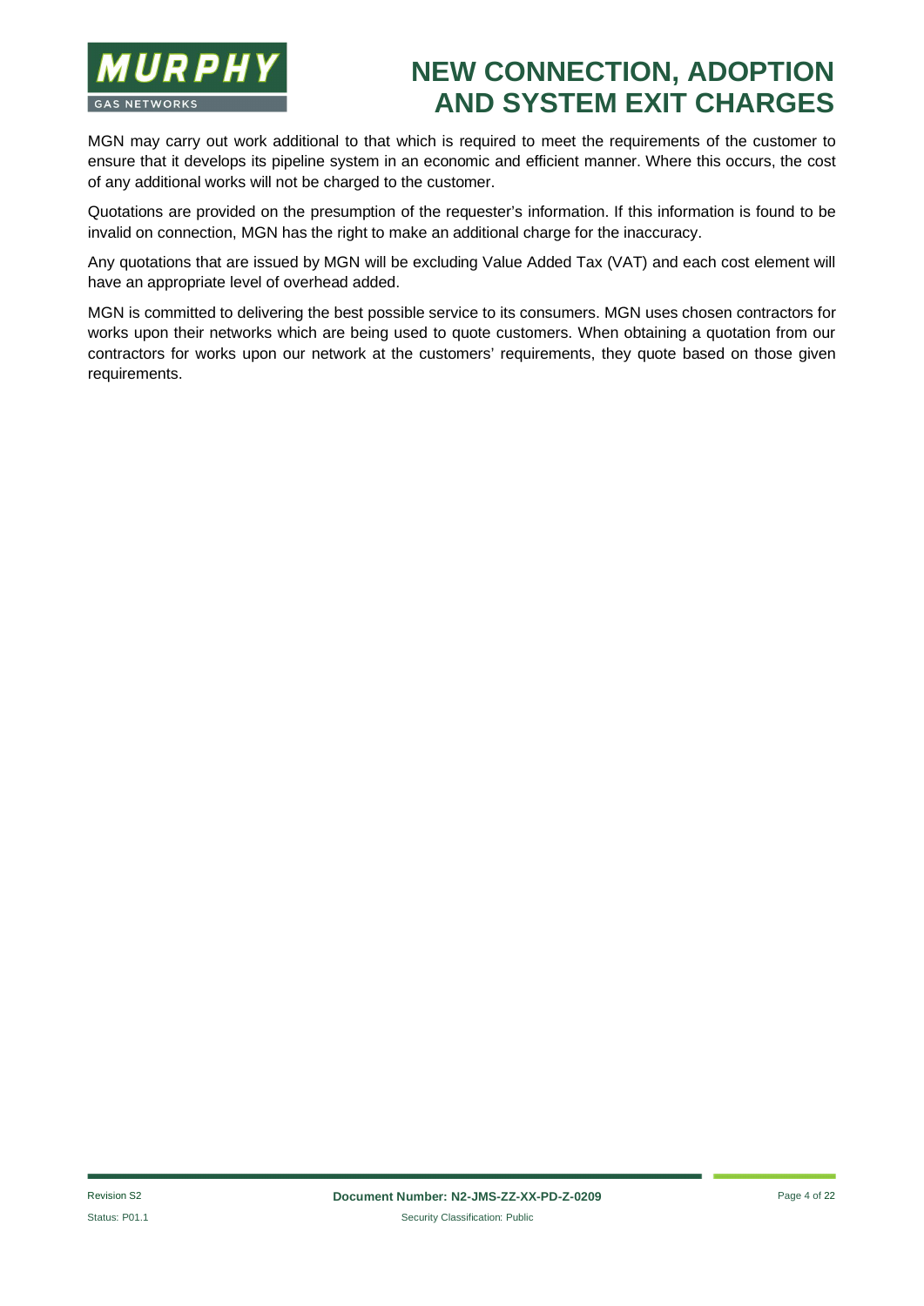MGN may carry out work additional to that which is required to meet the requirements of the customer to ensure that it develops its pipeline system in an economic and efficient manner. Where this occurs, the cost of any additional works will not be charged to the customer.

Quotations are provided on the presumption of the requester's information. If this information is found to be invalid on connection, MGN has the right to make an additional charge for the inaccuracy.

Any quotations that are issued by MGN will be excluding Value Added Tax (VAT) and each cost element will have an appropriate level of overhead added.

MGN is committed to delivering the best possible service to its consumers. MGN uses chosen contractors for works upon their networks which are being used to quote customers. When obtaining a quotation from our contractors for works upon our network at the customers' requirements, they quote based on those given requirements.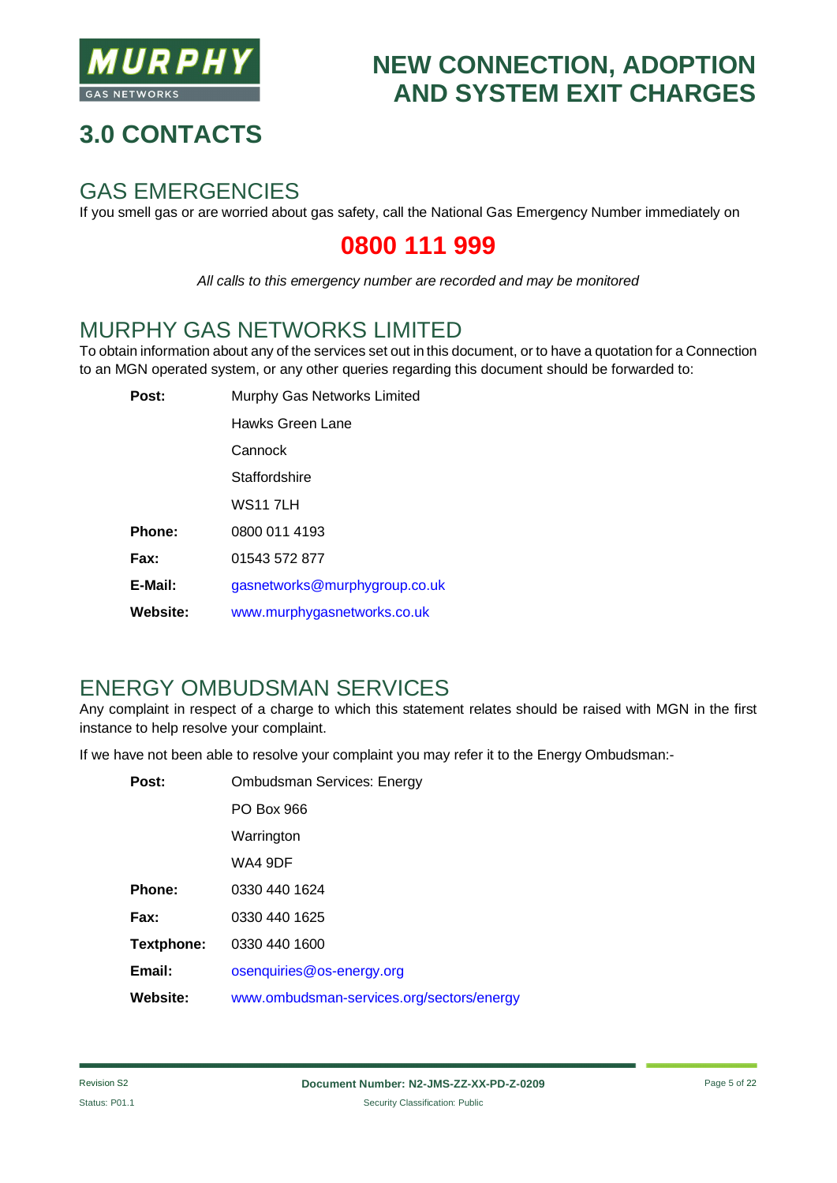# 3.0 CONTACTS

## GAS EMERGENCIES

If you smell gas or are worried about gas safety, call the National Gas Emergency Number immediately on

**0800 111 999**

*All calls to this emergency number are recorded and may be monitored*

## MURPHY GAS NETWORKS LIMITED

To obtain information about any of the services set out in this document, or to have a quotation for a Connection to an MGN operated system, or any other queries regarding this document should be forwarded to:

| | |
|---|---|
| **Post:** | Murphy Gas Networks Limited |
| | Hawks Green Lane |
| | Cannock |
| | Staffordshire |
| | WS11 7LH |
| **Phone:** | 0800 011 4193 |
| **Fax:** | 01543 572 877 |
| **E-Mail:** | gasnetworks@murphygroup.co.uk |
| **Website:** | www.murphygasnetworks.co.uk |

## ENERGY OMBUDSMAN SERVICES

Any complaint in respect of a charge to which this statement relates should be raised with MGN in the first instance to help resolve your complaint.

If we have not been able to resolve your complaint you may refer it to the Energy Ombudsman:-

| | |
|---|---|
| **Post:** | Ombudsman Services: Energy |
| | PO Box 966 |
| | Warrington |
| | WA4 9DF |
| **Phone:** | 0330 440 1624 |
| **Fax:** | 0330 440 1625 |
| **Textphone:** | 0330 440 1600 |
| **Email:** | osenquiries@os-energy.org |
| **Website:** | www.ombudsman-services.org/sectors/energy |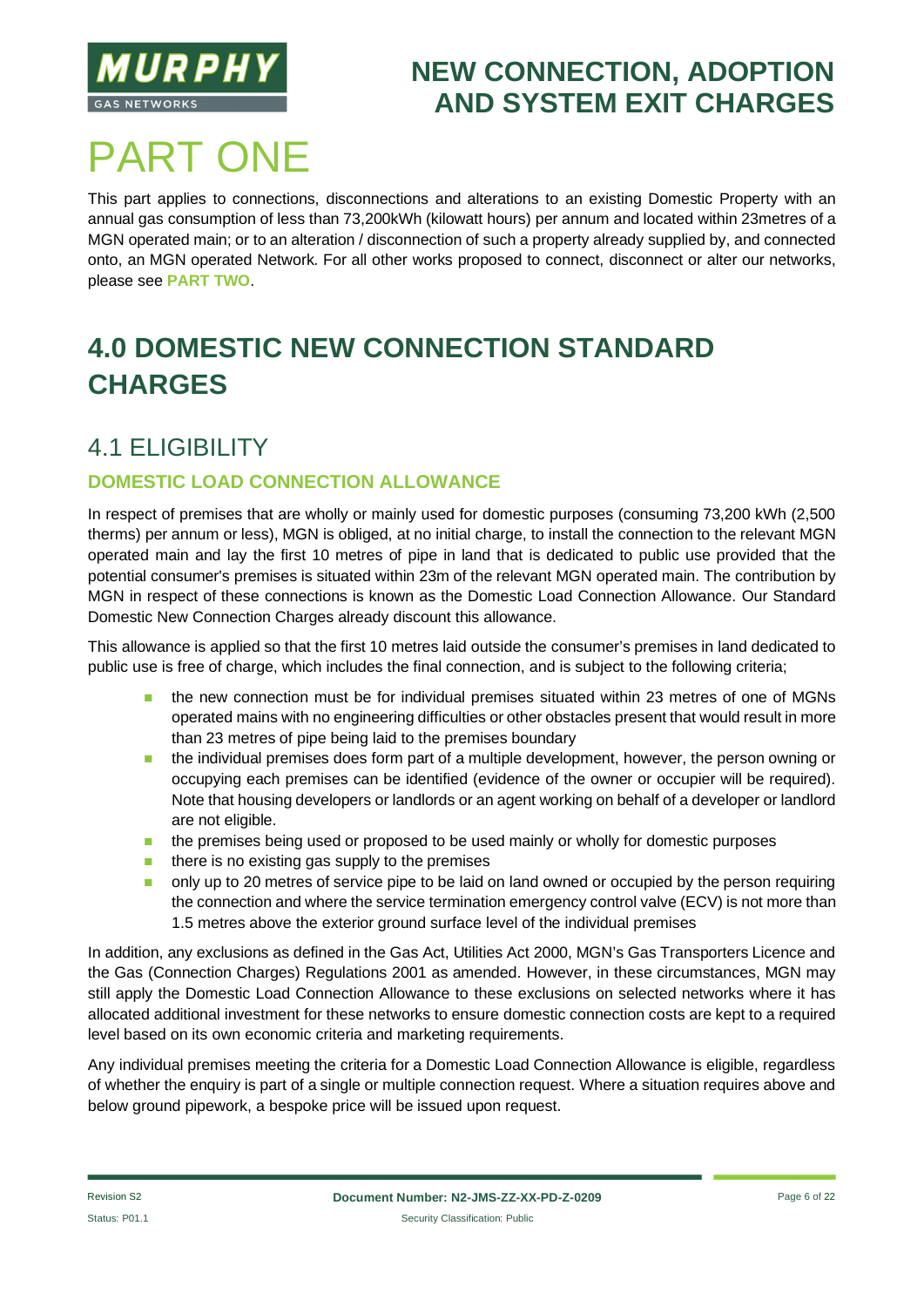# PART ONE

This part applies to connections, disconnections and alterations to an existing Domestic Property with an annual gas consumption of less than 73,200kWh (kilowatt hours) per annum and located within 23metres of a MGN operated main; or to an alteration / disconnection of such a property already supplied by, and connected onto, an MGN operated Network. For all other works proposed to connect, disconnect or alter our networks, please see **PART TWO**.

## 4.0 DOMESTIC NEW CONNECTION STANDARD CHARGES

### 4.1 ELIGIBILITY

#### DOMESTIC LOAD CONNECTION ALLOWANCE

In respect of premises that are wholly or mainly used for domestic purposes (consuming 73,200 kWh (2,500 therms) per annum or less), MGN is obliged, at no initial charge, to install the connection to the relevant MGN operated main and lay the first 10 metres of pipe in land that is dedicated to public use provided that the potential consumer's premises is situated within 23m of the relevant MGN operated main. The contribution by MGN in respect of these connections is known as the Domestic Load Connection Allowance. Our Standard Domestic New Connection Charges already discount this allowance.

This allowance is applied so that the first 10 metres laid outside the consumer's premises in land dedicated to public use is free of charge, which includes the final connection, and is subject to the following criteria;

- the new connection must be for individual premises situated within 23 metres of one of MGNs operated mains with no engineering difficulties or other obstacles present that would result in more than 23 metres of pipe being laid to the premises boundary
- the individual premises does form part of a multiple development, however, the person owning or occupying each premises can be identified (evidence of the owner or occupier will be required). Note that housing developers or landlords or an agent working on behalf of a developer or landlord are not eligible.
- the premises being used or proposed to be used mainly or wholly for domestic purposes
- there is no existing gas supply to the premises
- only up to 20 metres of service pipe to be laid on land owned or occupied by the person requiring the connection and where the service termination emergency control valve (ECV) is not more than 1.5 metres above the exterior ground surface level of the individual premises

In addition, any exclusions as defined in the Gas Act, Utilities Act 2000, MGN's Gas Transporters Licence and the Gas (Connection Charges) Regulations 2001 as amended. However, in these circumstances, MGN may still apply the Domestic Load Connection Allowance to these exclusions on selected networks where it has allocated additional investment for these networks to ensure domestic connection costs are kept to a required level based on its own economic criteria and marketing requirements.

Any individual premises meeting the criteria for a Domestic Load Connection Allowance is eligible, regardless of whether the enquiry is part of a single or multiple connection request. Where a situation requires above and below ground pipework, a bespoke price will be issued upon request.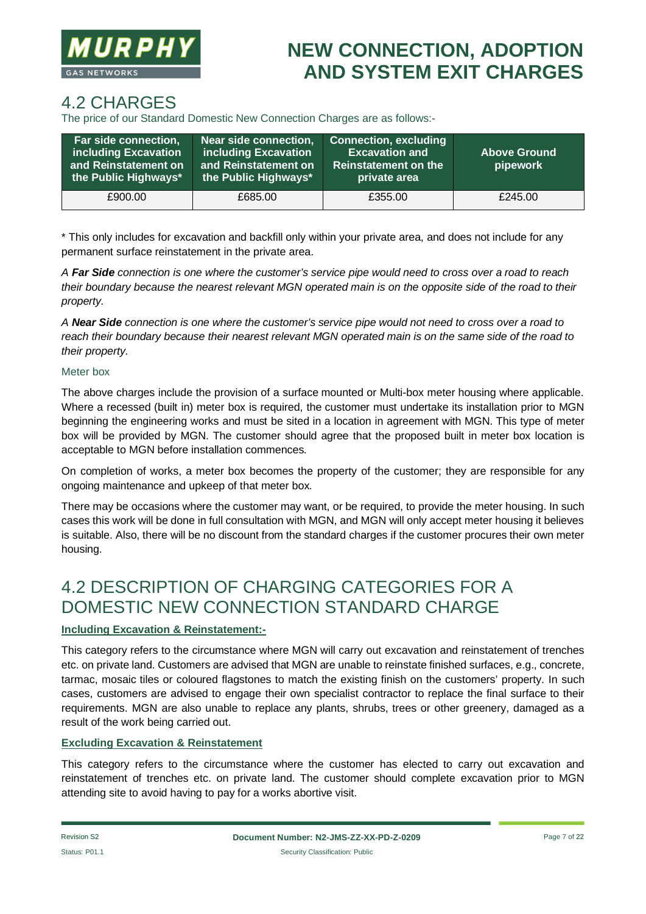## 4.2 CHARGES

The price of our Standard Domestic New Connection Charges are as follows:-

| Far side connection, including Excavation and Reinstatement on the Public Highways* | Near side connection, including Excavation and Reinstatement on the Public Highways* | Connection, excluding Excavation and Reinstatement on the private area | Above Ground pipework |
|---|---|---|---|
| £900.00 | £685.00 | £355.00 | £245.00 |

* This only includes for excavation and backfill only within your private area, and does not include for any permanent surface reinstatement in the private area.

*A **Far Side** connection is one where the customer's service pipe would need to cross over a road to reach their boundary because the nearest relevant MGN operated main is on the opposite side of the road to their property.*

*A **Near Side** connection is one where the customer's service pipe would not need to cross over a road to reach their boundary because their nearest relevant MGN operated main is on the same side of the road to their property.*

### Meter box

The above charges include the provision of a surface mounted or Multi-box meter housing where applicable. Where a recessed (built in) meter box is required, the customer must undertake its installation prior to MGN beginning the engineering works and must be sited in a location in agreement with MGN. This type of meter box will be provided by MGN. The customer should agree that the proposed built in meter box location is acceptable to MGN before installation commences.

On completion of works, a meter box becomes the property of the customer; they are responsible for any ongoing maintenance and upkeep of that meter box.

There may be occasions where the customer may want, or be required, to provide the meter housing. In such cases this work will be done in full consultation with MGN, and MGN will only accept meter housing it believes is suitable. Also, there will be no discount from the standard charges if the customer procures their own meter housing.

## 4.2 DESCRIPTION OF CHARGING CATEGORIES FOR A DOMESTIC NEW CONNECTION STANDARD CHARGE

**Including Excavation & Reinstatement:-**

This category refers to the circumstance where MGN will carry out excavation and reinstatement of trenches etc. on private land. Customers are advised that MGN are unable to reinstate finished surfaces, e.g., concrete, tarmac, mosaic tiles or coloured flagstones to match the existing finish on the customers' property. In such cases, customers are advised to engage their own specialist contractor to replace the final surface to their requirements. MGN are also unable to replace any plants, shrubs, trees or other greenery, damaged as a result of the work being carried out.

**Excluding Excavation & Reinstatement**

This category refers to the circumstance where the customer has elected to carry out excavation and reinstatement of trenches etc. on private land. The customer should complete excavation prior to MGN attending site to avoid having to pay for a works abortive visit.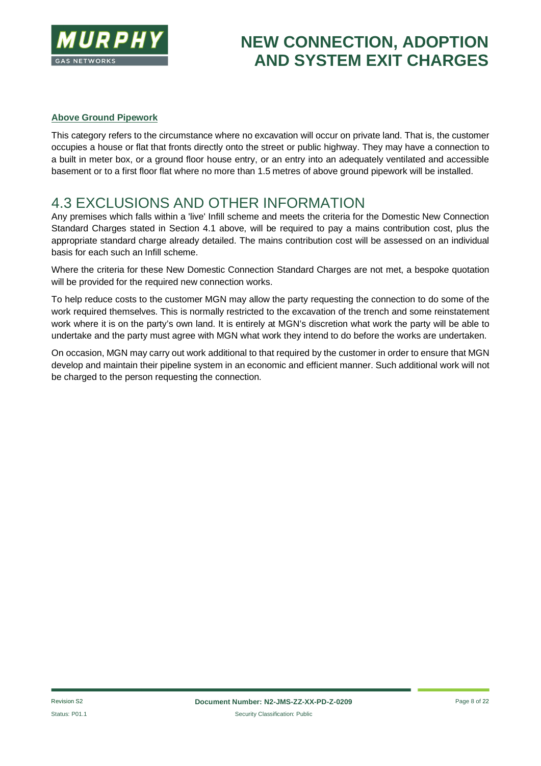**Above Ground Pipework**

This category refers to the circumstance where no excavation will occur on private land. That is, the customer occupies a house or flat that fronts directly onto the street or public highway. They may have a connection to a built in meter box, or a ground floor house entry, or an entry into an adequately ventilated and accessible basement or to a first floor flat where no more than 1.5 metres of above ground pipework will be installed.

## 4.3 EXCLUSIONS AND OTHER INFORMATION

Any premises which falls within a 'live' Infill scheme and meets the criteria for the Domestic New Connection Standard Charges stated in Section 4.1 above, will be required to pay a mains contribution cost, plus the appropriate standard charge already detailed. The mains contribution cost will be assessed on an individual basis for each such an Infill scheme.

Where the criteria for these New Domestic Connection Standard Charges are not met, a bespoke quotation will be provided for the required new connection works.

To help reduce costs to the customer MGN may allow the party requesting the connection to do some of the work required themselves. This is normally restricted to the excavation of the trench and some reinstatement work where it is on the party's own land. It is entirely at MGN's discretion what work the party will be able to undertake and the party must agree with MGN what work they intend to do before the works are undertaken.

On occasion, MGN may carry out work additional to that required by the customer in order to ensure that MGN develop and maintain their pipeline system in an economic and efficient manner. Such additional work will not be charged to the person requesting the connection.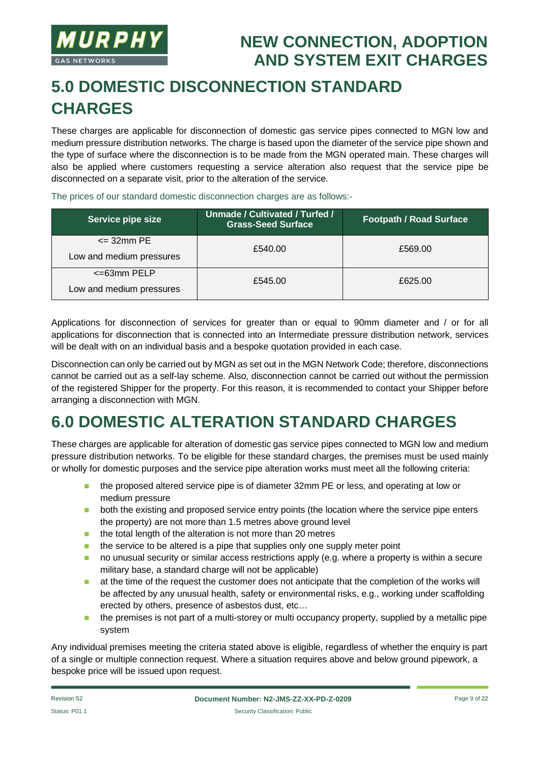# 5.0 DOMESTIC DISCONNECTION STANDARD CHARGES

These charges are applicable for disconnection of domestic gas service pipes connected to MGN low and medium pressure distribution networks. The charge is based upon the diameter of the service pipe shown and the type of surface where the disconnection is to be made from the MGN operated main. These charges will also be applied where customers requesting a service alteration also request that the service pipe be disconnected on a separate visit, prior to the alteration of the service.

The prices of our standard domestic disconnection charges are as follows:-

| Service pipe size | Unmade / Cultivated / Turfed / Grass-Seed Surface | Footpath / Road Surface |
|---|---|---|
| <= 32mm PE<br>Low and medium pressures | £540.00 | £569.00 |
| <=63mm PELP<br>Low and medium pressures | £545.00 | £625.00 |

Applications for disconnection of services for greater than or equal to 90mm diameter and / or for all applications for disconnection that is connected into an Intermediate pressure distribution network, services will be dealt with on an individual basis and a bespoke quotation provided in each case.

Disconnection can only be carried out by MGN as set out in the MGN Network Code; therefore, disconnections cannot be carried out as a self-lay scheme. Also, disconnection cannot be carried out without the permission of the registered Shipper for the property. For this reason, it is recommended to contact your Shipper before arranging a disconnection with MGN.

# 6.0 DOMESTIC ALTERATION STANDARD CHARGES

These charges are applicable for alteration of domestic gas service pipes connected to MGN low and medium pressure distribution networks. To be eligible for these standard charges, the premises must be used mainly or wholly for domestic purposes and the service pipe alteration works must meet all the following criteria:

- the proposed altered service pipe is of diameter 32mm PE or less, and operating at low or medium pressure
- both the existing and proposed service entry points (the location where the service pipe enters the property) are not more than 1.5 metres above ground level
- the total length of the alteration is not more than 20 metres
- the service to be altered is a pipe that supplies only one supply meter point
- no unusual security or similar access restrictions apply (e.g. where a property is within a secure military base, a standard charge will not be applicable)
- at the time of the request the customer does not anticipate that the completion of the works will be affected by any unusual health, safety or environmental risks, e.g., working under scaffolding erected by others, presence of asbestos dust, etc…
- the premises is not part of a multi-storey or multi occupancy property, supplied by a metallic pipe system

Any individual premises meeting the criteria stated above is eligible, regardless of whether the enquiry is part of a single or multiple connection request. Where a situation requires above and below ground pipework, a bespoke price will be issued upon request.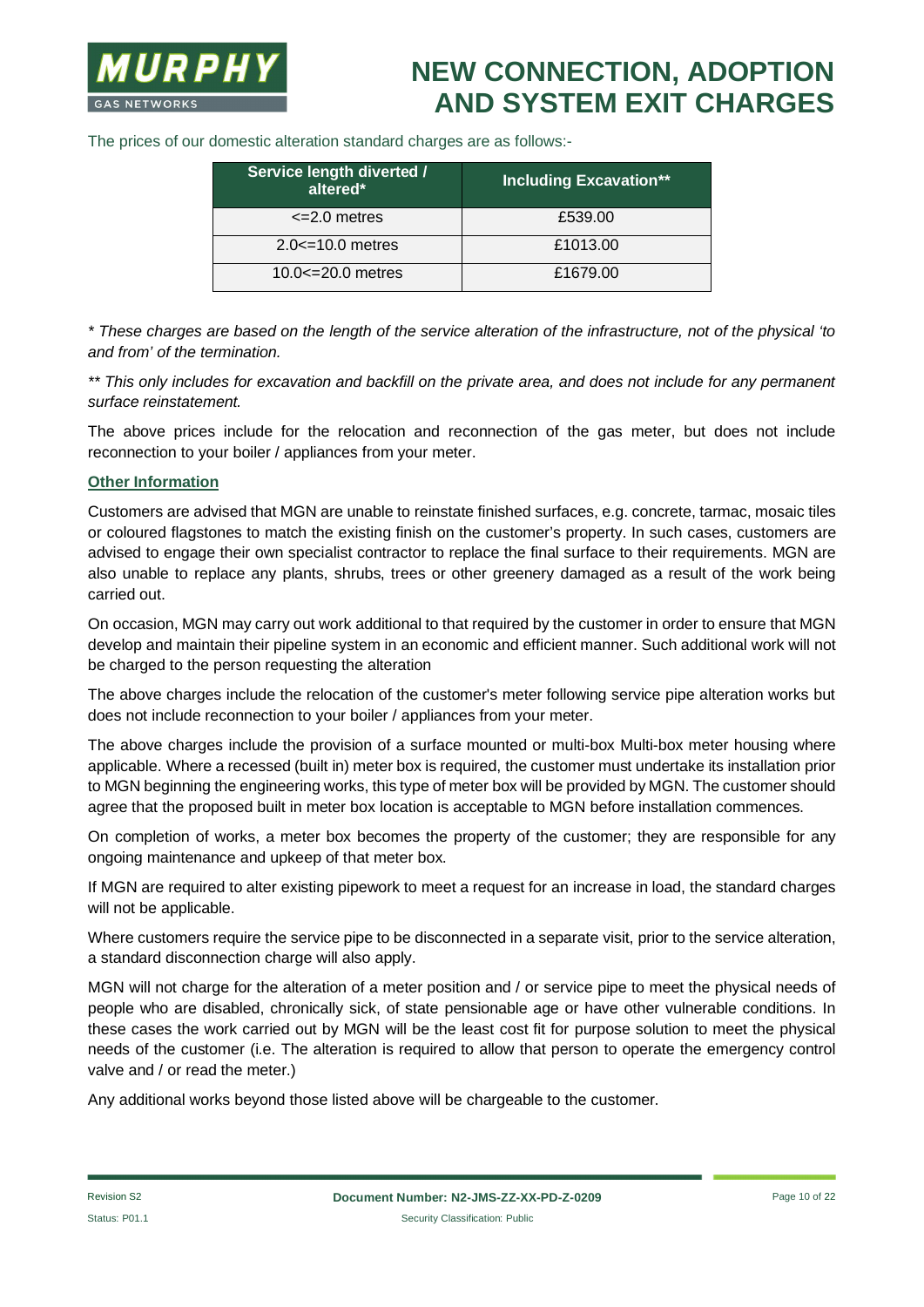The prices of our domestic alteration standard charges are as follows:-

| Service length diverted / altered* | Including Excavation** |
|---|---|
| <=2.0 metres | £539.00 |
| 2.0<=10.0 metres | £1013.00 |
| 10.0<=20.0 metres | £1679.00 |

*\* These charges are based on the length of the service alteration of the infrastructure, not of the physical 'to and from' of the termination.*

*\*\* This only includes for excavation and backfill on the private area, and does not include for any permanent surface reinstatement.*

The above prices include for the relocation and reconnection of the gas meter, but does not include reconnection to your boiler / appliances from your meter.

**Other Information**

Customers are advised that MGN are unable to reinstate finished surfaces, e.g. concrete, tarmac, mosaic tiles or coloured flagstones to match the existing finish on the customer's property. In such cases, customers are advised to engage their own specialist contractor to replace the final surface to their requirements. MGN are also unable to replace any plants, shrubs, trees or other greenery damaged as a result of the work being carried out.

On occasion, MGN may carry out work additional to that required by the customer in order to ensure that MGN develop and maintain their pipeline system in an economic and efficient manner. Such additional work will not be charged to the person requesting the alteration

The above charges include the relocation of the customer's meter following service pipe alteration works but does not include reconnection to your boiler / appliances from your meter.

The above charges include the provision of a surface mounted or multi-box Multi-box meter housing where applicable. Where a recessed (built in) meter box is required, the customer must undertake its installation prior to MGN beginning the engineering works, this type of meter box will be provided by MGN. The customer should agree that the proposed built in meter box location is acceptable to MGN before installation commences.

On completion of works, a meter box becomes the property of the customer; they are responsible for any ongoing maintenance and upkeep of that meter box.

If MGN are required to alter existing pipework to meet a request for an increase in load, the standard charges will not be applicable.

Where customers require the service pipe to be disconnected in a separate visit, prior to the service alteration, a standard disconnection charge will also apply.

MGN will not charge for the alteration of a meter position and / or service pipe to meet the physical needs of people who are disabled, chronically sick, of state pensionable age or have other vulnerable conditions. In these cases the work carried out by MGN will be the least cost fit for purpose solution to meet the physical needs of the customer (i.e. The alteration is required to allow that person to operate the emergency control valve and / or read the meter.)

Any additional works beyond those listed above will be chargeable to the customer.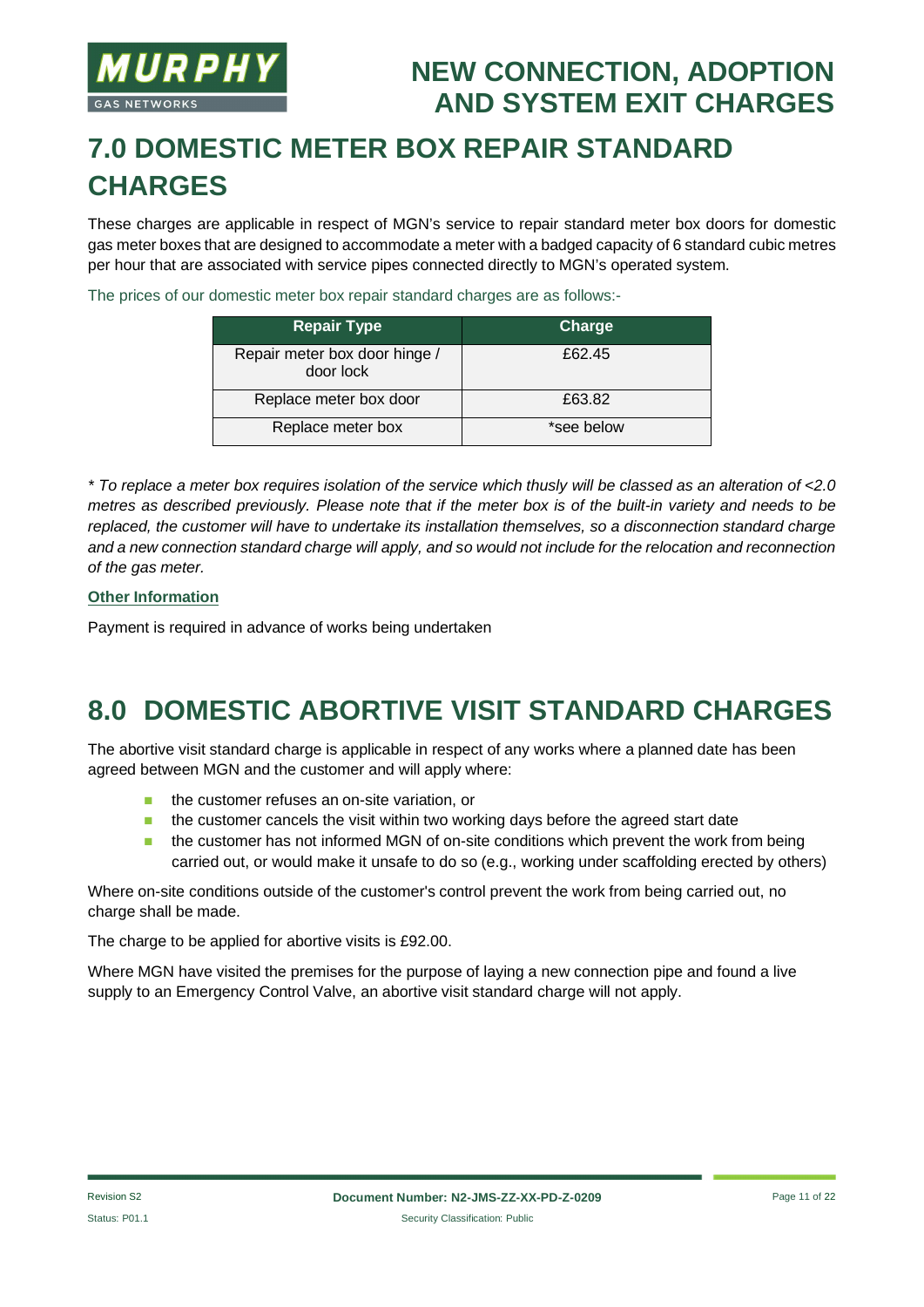# 7.0 DOMESTIC METER BOX REPAIR STANDARD CHARGES

These charges are applicable in respect of MGN's service to repair standard meter box doors for domestic gas meter boxes that are designed to accommodate a meter with a badged capacity of 6 standard cubic metres per hour that are associated with service pipes connected directly to MGN's operated system.

The prices of our domestic meter box repair standard charges are as follows:-

| Repair Type | Charge |
|---|---|
| Repair meter box door hinge / door lock | £62.45 |
| Replace meter box door | £63.82 |
| Replace meter box | *see below |

*\* To replace a meter box requires isolation of the service which thusly will be classed as an alteration of <2.0 metres as described previously. Please note that if the meter box is of the built-in variety and needs to be replaced, the customer will have to undertake its installation themselves, so a disconnection standard charge and a new connection standard charge will apply, and so would not include for the relocation and reconnection of the gas meter.*

**Other Information**

Payment is required in advance of works being undertaken

# 8.0 DOMESTIC ABORTIVE VISIT STANDARD CHARGES

The abortive visit standard charge is applicable in respect of any works where a planned date has been agreed between MGN and the customer and will apply where:

- the customer refuses an on-site variation, or
- the customer cancels the visit within two working days before the agreed start date
- the customer has not informed MGN of on-site conditions which prevent the work from being carried out, or would make it unsafe to do so (e.g., working under scaffolding erected by others)

Where on-site conditions outside of the customer's control prevent the work from being carried out, no charge shall be made.

The charge to be applied for abortive visits is £92.00.

Where MGN have visited the premises for the purpose of laying a new connection pipe and found a live supply to an Emergency Control Valve, an abortive visit standard charge will not apply.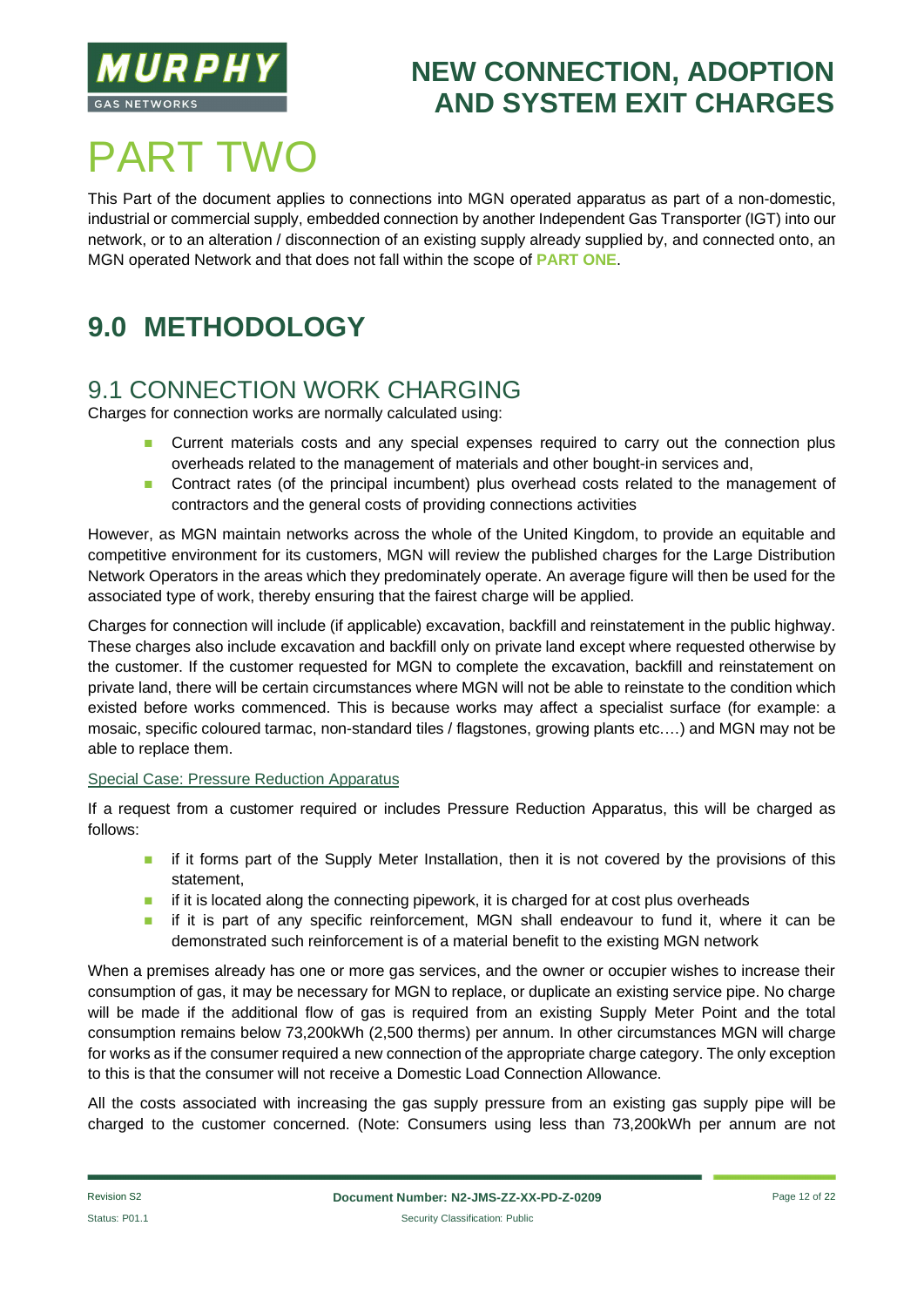# PART TWO

This Part of the document applies to connections into MGN operated apparatus as part of a non-domestic, industrial or commercial supply, embedded connection by another Independent Gas Transporter (IGT) into our network, or to an alteration / disconnection of an existing supply already supplied by, and connected onto, an MGN operated Network and that does not fall within the scope of **PART ONE**.

## 9.0 METHODOLOGY

### 9.1 CONNECTION WORK CHARGING

Charges for connection works are normally calculated using:

- Current materials costs and any special expenses required to carry out the connection plus overheads related to the management of materials and other bought-in services and,
- Contract rates (of the principal incumbent) plus overhead costs related to the management of contractors and the general costs of providing connections activities

However, as MGN maintain networks across the whole of the United Kingdom, to provide an equitable and competitive environment for its customers, MGN will review the published charges for the Large Distribution Network Operators in the areas which they predominately operate. An average figure will then be used for the associated type of work, thereby ensuring that the fairest charge will be applied.

Charges for connection will include (if applicable) excavation, backfill and reinstatement in the public highway. These charges also include excavation and backfill only on private land except where requested otherwise by the customer. If the customer requested for MGN to complete the excavation, backfill and reinstatement on private land, there will be certain circumstances where MGN will not be able to reinstate to the condition which existed before works commenced. This is because works may affect a specialist surface (for example: a mosaic, specific coloured tarmac, non-standard tiles / flagstones, growing plants etc.…) and MGN may not be able to replace them.

Special Case: Pressure Reduction Apparatus

If a request from a customer required or includes Pressure Reduction Apparatus, this will be charged as follows:

- if it forms part of the Supply Meter Installation, then it is not covered by the provisions of this statement,
- if it is located along the connecting pipework, it is charged for at cost plus overheads
- if it is part of any specific reinforcement, MGN shall endeavour to fund it, where it can be demonstrated such reinforcement is of a material benefit to the existing MGN network

When a premises already has one or more gas services, and the owner or occupier wishes to increase their consumption of gas, it may be necessary for MGN to replace, or duplicate an existing service pipe. No charge will be made if the additional flow of gas is required from an existing Supply Meter Point and the total consumption remains below 73,200kWh (2,500 therms) per annum. In other circumstances MGN will charge for works as if the consumer required a new connection of the appropriate charge category. The only exception to this is that the consumer will not receive a Domestic Load Connection Allowance.

All the costs associated with increasing the gas supply pressure from an existing gas supply pipe will be charged to the customer concerned. (Note: Consumers using less than 73,200kWh per annum are not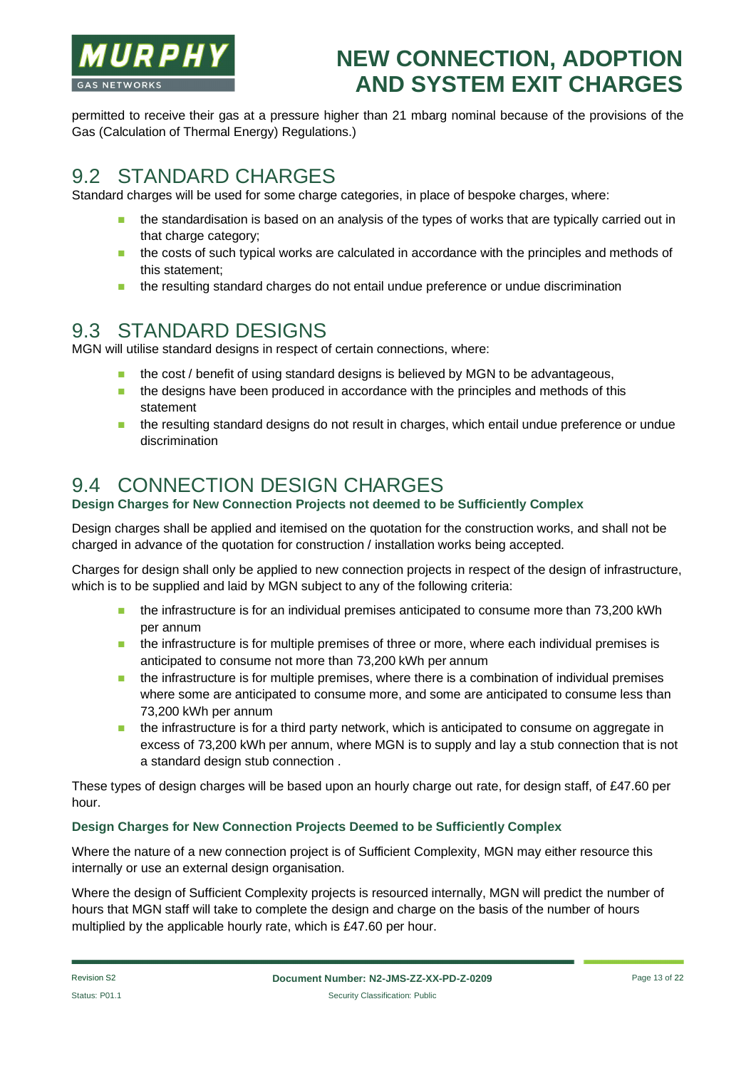permitted to receive their gas at a pressure higher than 21 mbarg nominal because of the provisions of the Gas (Calculation of Thermal Energy) Regulations.)

## 9.2 STANDARD CHARGES

Standard charges will be used for some charge categories, in place of bespoke charges, where:

- the standardisation is based on an analysis of the types of works that are typically carried out in that charge category;
- the costs of such typical works are calculated in accordance with the principles and methods of this statement;
- the resulting standard charges do not entail undue preference or undue discrimination

## 9.3 STANDARD DESIGNS

MGN will utilise standard designs in respect of certain connections, where:

- the cost / benefit of using standard designs is believed by MGN to be advantageous,
- the designs have been produced in accordance with the principles and methods of this statement
- the resulting standard designs do not result in charges, which entail undue preference or undue discrimination

## 9.4 CONNECTION DESIGN CHARGES

### Design Charges for New Connection Projects not deemed to be Sufficiently Complex

Design charges shall be applied and itemised on the quotation for the construction works, and shall not be charged in advance of the quotation for construction / installation works being accepted.

Charges for design shall only be applied to new connection projects in respect of the design of infrastructure, which is to be supplied and laid by MGN subject to any of the following criteria:

- the infrastructure is for an individual premises anticipated to consume more than 73,200 kWh per annum
- the infrastructure is for multiple premises of three or more, where each individual premises is anticipated to consume not more than 73,200 kWh per annum
- the infrastructure is for multiple premises, where there is a combination of individual premises where some are anticipated to consume more, and some are anticipated to consume less than 73,200 kWh per annum
- the infrastructure is for a third party network, which is anticipated to consume on aggregate in excess of 73,200 kWh per annum, where MGN is to supply and lay a stub connection that is not a standard design stub connection .

These types of design charges will be based upon an hourly charge out rate, for design staff, of £47.60 per hour.

### Design Charges for New Connection Projects Deemed to be Sufficiently Complex

Where the nature of a new connection project is of Sufficient Complexity, MGN may either resource this internally or use an external design organisation.

Where the design of Sufficient Complexity projects is resourced internally, MGN will predict the number of hours that MGN staff will take to complete the design and charge on the basis of the number of hours multiplied by the applicable hourly rate, which is £47.60 per hour.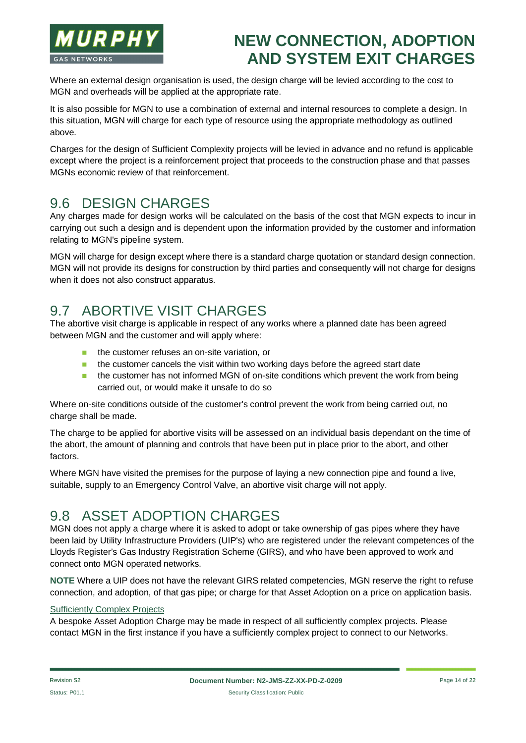Where an external design organisation is used, the design charge will be levied according to the cost to MGN and overheads will be applied at the appropriate rate.

It is also possible for MGN to use a combination of external and internal resources to complete a design. In this situation, MGN will charge for each type of resource using the appropriate methodology as outlined above.

Charges for the design of Sufficient Complexity projects will be levied in advance and no refund is applicable except where the project is a reinforcement project that proceeds to the construction phase and that passes MGNs economic review of that reinforcement.

## 9.6 DESIGN CHARGES

Any charges made for design works will be calculated on the basis of the cost that MGN expects to incur in carrying out such a design and is dependent upon the information provided by the customer and information relating to MGN's pipeline system.

MGN will charge for design except where there is a standard charge quotation or standard design connection. MGN will not provide its designs for construction by third parties and consequently will not charge for designs when it does not also construct apparatus.

## 9.7 ABORTIVE VISIT CHARGES

The abortive visit charge is applicable in respect of any works where a planned date has been agreed between MGN and the customer and will apply where:

- the customer refuses an on-site variation, or
- the customer cancels the visit within two working days before the agreed start date
- the customer has not informed MGN of on-site conditions which prevent the work from being carried out, or would make it unsafe to do so

Where on-site conditions outside of the customer's control prevent the work from being carried out, no charge shall be made.

The charge to be applied for abortive visits will be assessed on an individual basis dependant on the time of the abort, the amount of planning and controls that have been put in place prior to the abort, and other factors.

Where MGN have visited the premises for the purpose of laying a new connection pipe and found a live, suitable, supply to an Emergency Control Valve, an abortive visit charge will not apply.

## 9.8 ASSET ADOPTION CHARGES

MGN does not apply a charge where it is asked to adopt or take ownership of gas pipes where they have been laid by Utility Infrastructure Providers (UIP's) who are registered under the relevant competences of the Lloyds Register's Gas Industry Registration Scheme (GIRS), and who have been approved to work and connect onto MGN operated networks.

**NOTE** Where a UIP does not have the relevant GIRS related competencies, MGN reserve the right to refuse connection, and adoption, of that gas pipe; or charge for that Asset Adoption on a price on application basis.

Sufficiently Complex Projects

A bespoke Asset Adoption Charge may be made in respect of all sufficiently complex projects. Please contact MGN in the first instance if you have a sufficiently complex project to connect to our Networks.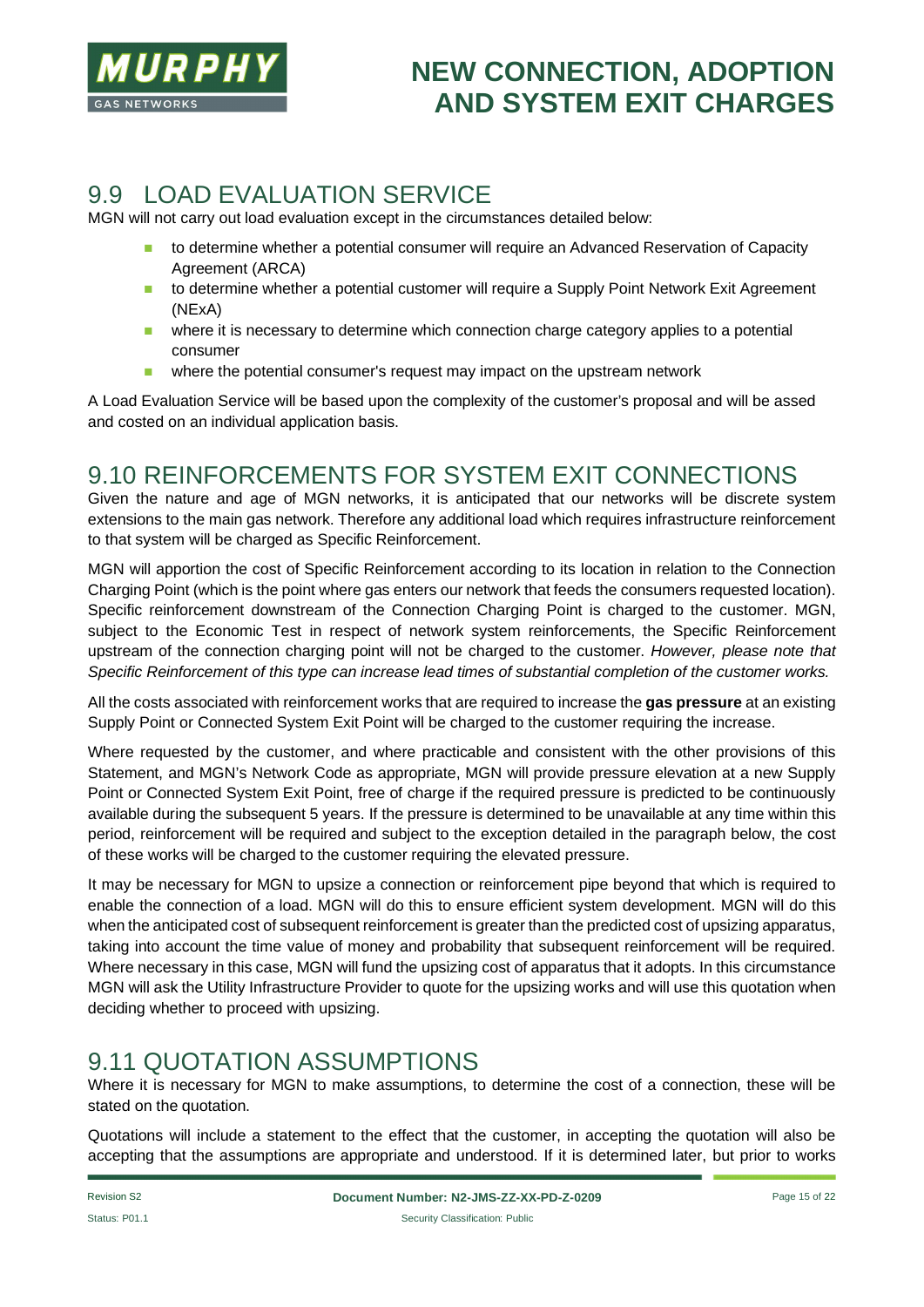## 9.9 LOAD EVALUATION SERVICE

MGN will not carry out load evaluation except in the circumstances detailed below:

- to determine whether a potential consumer will require an Advanced Reservation of Capacity Agreement (ARCA)
- to determine whether a potential customer will require a Supply Point Network Exit Agreement (NExA)
- where it is necessary to determine which connection charge category applies to a potential consumer
- where the potential consumer's request may impact on the upstream network

A Load Evaluation Service will be based upon the complexity of the customer's proposal and will be assed and costed on an individual application basis.

## 9.10 REINFORCEMENTS FOR SYSTEM EXIT CONNECTIONS

Given the nature and age of MGN networks, it is anticipated that our networks will be discrete system extensions to the main gas network. Therefore any additional load which requires infrastructure reinforcement to that system will be charged as Specific Reinforcement.

MGN will apportion the cost of Specific Reinforcement according to its location in relation to the Connection Charging Point (which is the point where gas enters our network that feeds the consumers requested location). Specific reinforcement downstream of the Connection Charging Point is charged to the customer. MGN, subject to the Economic Test in respect of network system reinforcements, the Specific Reinforcement upstream of the connection charging point will not be charged to the customer. *However, please note that Specific Reinforcement of this type can increase lead times of substantial completion of the customer works.*

All the costs associated with reinforcement works that are required to increase the **gas pressure** at an existing Supply Point or Connected System Exit Point will be charged to the customer requiring the increase.

Where requested by the customer, and where practicable and consistent with the other provisions of this Statement, and MGN's Network Code as appropriate, MGN will provide pressure elevation at a new Supply Point or Connected System Exit Point, free of charge if the required pressure is predicted to be continuously available during the subsequent 5 years. If the pressure is determined to be unavailable at any time within this period, reinforcement will be required and subject to the exception detailed in the paragraph below, the cost of these works will be charged to the customer requiring the elevated pressure.

It may be necessary for MGN to upsize a connection or reinforcement pipe beyond that which is required to enable the connection of a load. MGN will do this to ensure efficient system development. MGN will do this when the anticipated cost of subsequent reinforcement is greater than the predicted cost of upsizing apparatus, taking into account the time value of money and probability that subsequent reinforcement will be required. Where necessary in this case, MGN will fund the upsizing cost of apparatus that it adopts. In this circumstance MGN will ask the Utility Infrastructure Provider to quote for the upsizing works and will use this quotation when deciding whether to proceed with upsizing.

## 9.11 QUOTATION ASSUMPTIONS

Where it is necessary for MGN to make assumptions, to determine the cost of a connection, these will be stated on the quotation.

Quotations will include a statement to the effect that the customer, in accepting the quotation will also be accepting that the assumptions are appropriate and understood. If it is determined later, but prior to works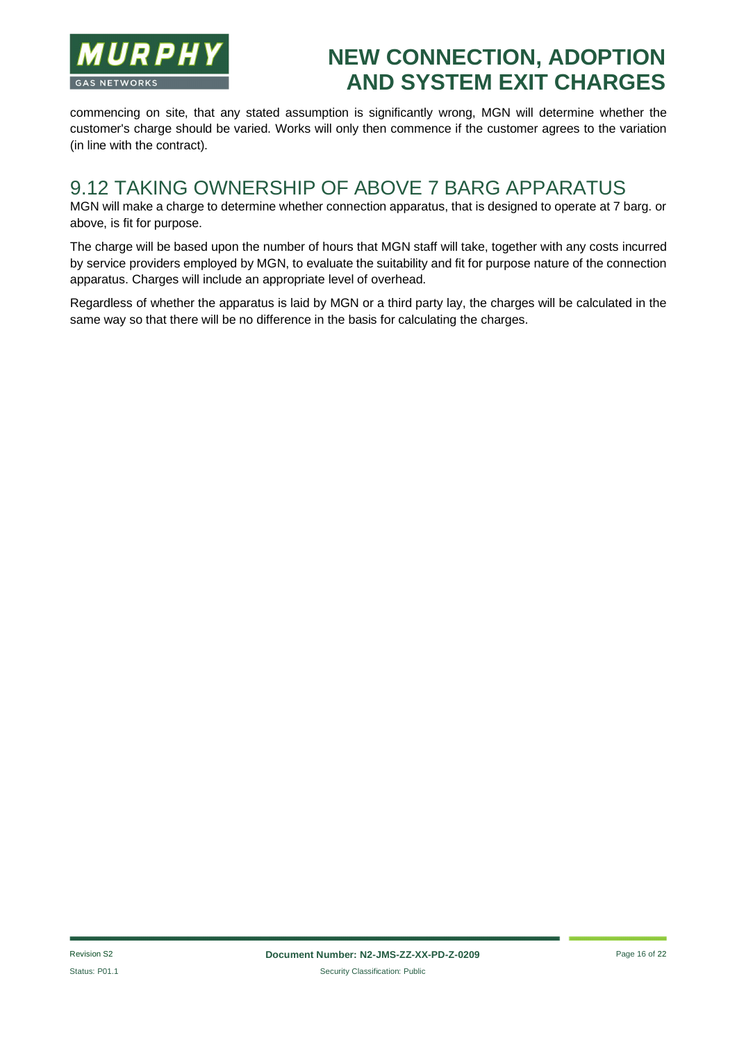commencing on site, that any stated assumption is significantly wrong, MGN will determine whether the customer's charge should be varied. Works will only then commence if the customer agrees to the variation (in line with the contract).

## 9.12 TAKING OWNERSHIP OF ABOVE 7 BARG APPARATUS

MGN will make a charge to determine whether connection apparatus, that is designed to operate at 7 barg. or above, is fit for purpose.

The charge will be based upon the number of hours that MGN staff will take, together with any costs incurred by service providers employed by MGN, to evaluate the suitability and fit for purpose nature of the connection apparatus. Charges will include an appropriate level of overhead.

Regardless of whether the apparatus is laid by MGN or a third party lay, the charges will be calculated in the same way so that there will be no difference in the basis for calculating the charges.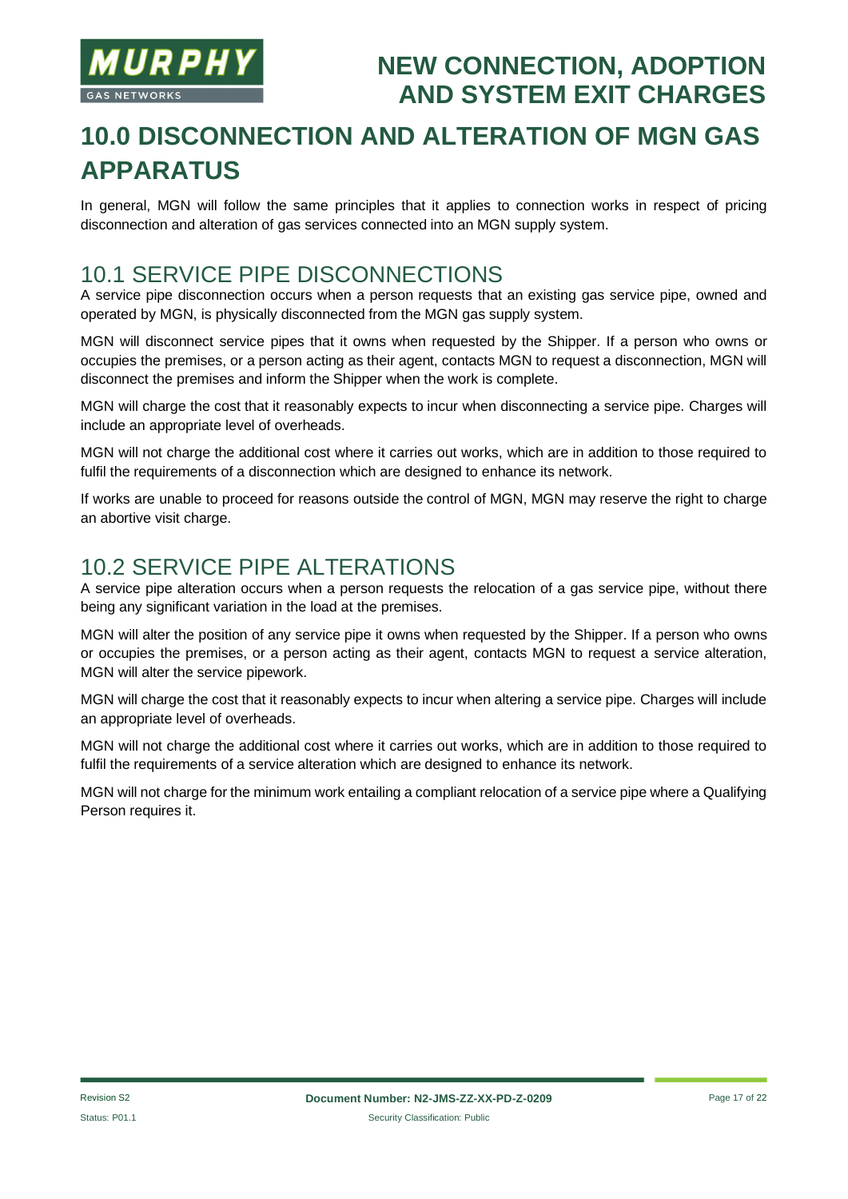# 10.0 DISCONNECTION AND ALTERATION OF MGN GAS APPARATUS

In general, MGN will follow the same principles that it applies to connection works in respect of pricing disconnection and alteration of gas services connected into an MGN supply system.

## 10.1 SERVICE PIPE DISCONNECTIONS

A service pipe disconnection occurs when a person requests that an existing gas service pipe, owned and operated by MGN, is physically disconnected from the MGN gas supply system.

MGN will disconnect service pipes that it owns when requested by the Shipper. If a person who owns or occupies the premises, or a person acting as their agent, contacts MGN to request a disconnection, MGN will disconnect the premises and inform the Shipper when the work is complete.

MGN will charge the cost that it reasonably expects to incur when disconnecting a service pipe. Charges will include an appropriate level of overheads.

MGN will not charge the additional cost where it carries out works, which are in addition to those required to fulfil the requirements of a disconnection which are designed to enhance its network.

If works are unable to proceed for reasons outside the control of MGN, MGN may reserve the right to charge an abortive visit charge.

## 10.2 SERVICE PIPE ALTERATIONS

A service pipe alteration occurs when a person requests the relocation of a gas service pipe, without there being any significant variation in the load at the premises.

MGN will alter the position of any service pipe it owns when requested by the Shipper. If a person who owns or occupies the premises, or a person acting as their agent, contacts MGN to request a service alteration, MGN will alter the service pipework.

MGN will charge the cost that it reasonably expects to incur when altering a service pipe. Charges will include an appropriate level of overheads.

MGN will not charge the additional cost where it carries out works, which are in addition to those required to fulfil the requirements of a service alteration which are designed to enhance its network.

MGN will not charge for the minimum work entailing a compliant relocation of a service pipe where a Qualifying Person requires it.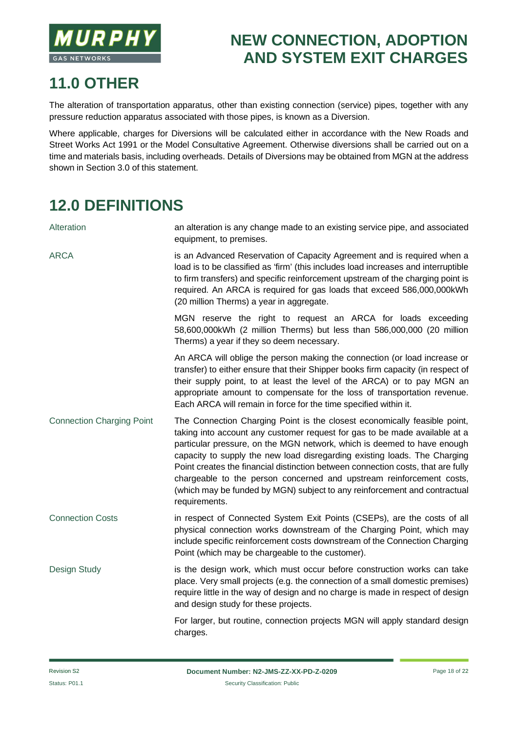## 11.0 OTHER

The alteration of transportation apparatus, other than existing connection (service) pipes, together with any pressure reduction apparatus associated with those pipes, is known as a Diversion.

Where applicable, charges for Diversions will be calculated either in accordance with the New Roads and Street Works Act 1991 or the Model Consultative Agreement. Otherwise diversions shall be carried out on a time and materials basis, including overheads. Details of Diversions may be obtained from MGN at the address shown in Section 3.0 of this statement.

## 12.0 DEFINITIONS

**Alteration**

an alteration is any change made to an existing service pipe, and associated equipment, to premises.

**ARCA**

is an Advanced Reservation of Capacity Agreement and is required when a load is to be classified as 'firm' (this includes load increases and interruptible to firm transfers) and specific reinforcement upstream of the charging point is required. An ARCA is required for gas loads that exceed 586,000,000kWh (20 million Therms) a year in aggregate.

MGN reserve the right to request an ARCA for loads exceeding 58,600,000kWh (2 million Therms) but less than 586,000,000 (20 million Therms) a year if they so deem necessary.

An ARCA will oblige the person making the connection (or load increase or transfer) to either ensure that their Shipper books firm capacity (in respect of their supply point, to at least the level of the ARCA) or to pay MGN an appropriate amount to compensate for the loss of transportation revenue. Each ARCA will remain in force for the time specified within it.

**Connection Charging Point**

The Connection Charging Point is the closest economically feasible point, taking into account any customer request for gas to be made available at a particular pressure, on the MGN network, which is deemed to have enough capacity to supply the new load disregarding existing loads. The Charging Point creates the financial distinction between connection costs, that are fully chargeable to the person concerned and upstream reinforcement costs, (which may be funded by MGN) subject to any reinforcement and contractual requirements.

**Connection Costs**

in respect of Connected System Exit Points (CSEPs), are the costs of all physical connection works downstream of the Charging Point, which may include specific reinforcement costs downstream of the Connection Charging Point (which may be chargeable to the customer).

**Design Study**

is the design work, which must occur before construction works can take place. Very small projects (e.g. the connection of a small domestic premises) require little in the way of design and no charge is made in respect of design and design study for these projects.

For larger, but routine, connection projects MGN will apply standard design charges.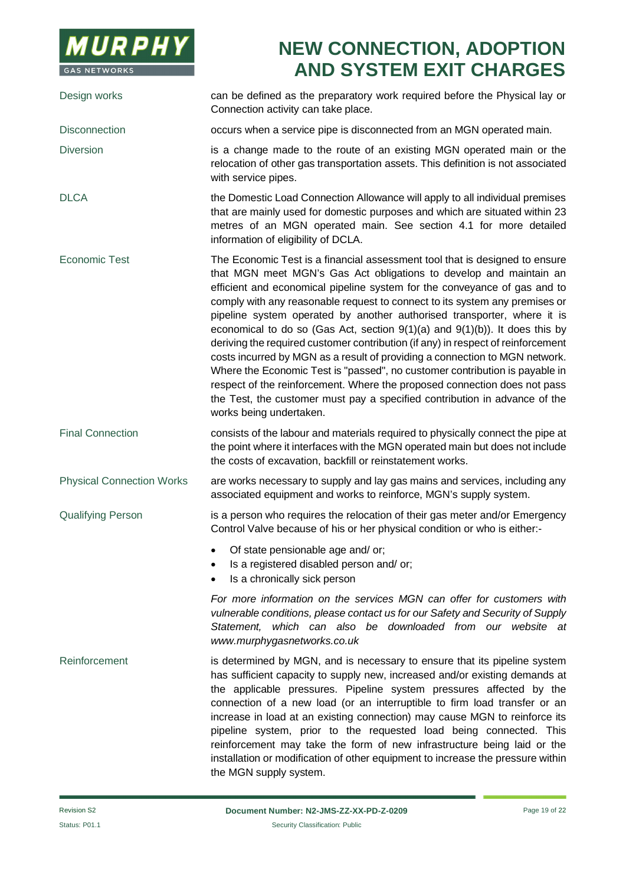| | |
|---|---|
| Design works | can be defined as the preparatory work required before the Physical lay or Connection activity can take place. |
| Disconnection | occurs when a service pipe is disconnected from an MGN operated main. |
| Diversion | is a change made to the route of an existing MGN operated main or the relocation of other gas transportation assets. This definition is not associated with service pipes. |
| DLCA | the Domestic Load Connection Allowance will apply to all individual premises that are mainly used for domestic purposes and which are situated within 23 metres of an MGN operated main. See section 4.1 for more detailed information of eligibility of DCLA. |
| Economic Test | The Economic Test is a financial assessment tool that is designed to ensure that MGN meet MGN's Gas Act obligations to develop and maintain an efficient and economical pipeline system for the conveyance of gas and to comply with any reasonable request to connect to its system any premises or pipeline system operated by another authorised transporter, where it is economical to do so (Gas Act, section 9(1)(a) and 9(1)(b)). It does this by deriving the required customer contribution (if any) in respect of reinforcement costs incurred by MGN as a result of providing a connection to MGN network. Where the Economic Test is "passed", no customer contribution is payable in respect of the reinforcement. Where the proposed connection does not pass the Test, the customer must pay a specified contribution in advance of the works being undertaken. |
| Final Connection | consists of the labour and materials required to physically connect the pipe at the point where it interfaces with the MGN operated main but does not include the costs of excavation, backfill or reinstatement works. |
| Physical Connection Works | are works necessary to supply and lay gas mains and services, including any associated equipment and works to reinforce, MGN's supply system. |
| Qualifying Person | is a person who requires the relocation of their gas meter and/or Emergency Control Valve because of his or her physical condition or who is either:-<br>• Of state pensionable age and/ or;<br>• Is a registered disabled person and/ or;<br>• Is a chronically sick person<br>*For more information on the services MGN can offer for customers with vulnerable conditions, please contact us for our Safety and Security of Supply Statement, which can also be downloaded from our website at www.murphygasnetworks.co.uk* |
| Reinforcement | is determined by MGN, and is necessary to ensure that its pipeline system has sufficient capacity to supply new, increased and/or existing demands at the applicable pressures. Pipeline system pressures affected by the connection of a new load (or an interruptible to firm load transfer or an increase in load at an existing connection) may cause MGN to reinforce its pipeline system, prior to the requested load being connected. This reinforcement may take the form of new infrastructure being laid or the installation or modification of other equipment to increase the pressure within the MGN supply system. |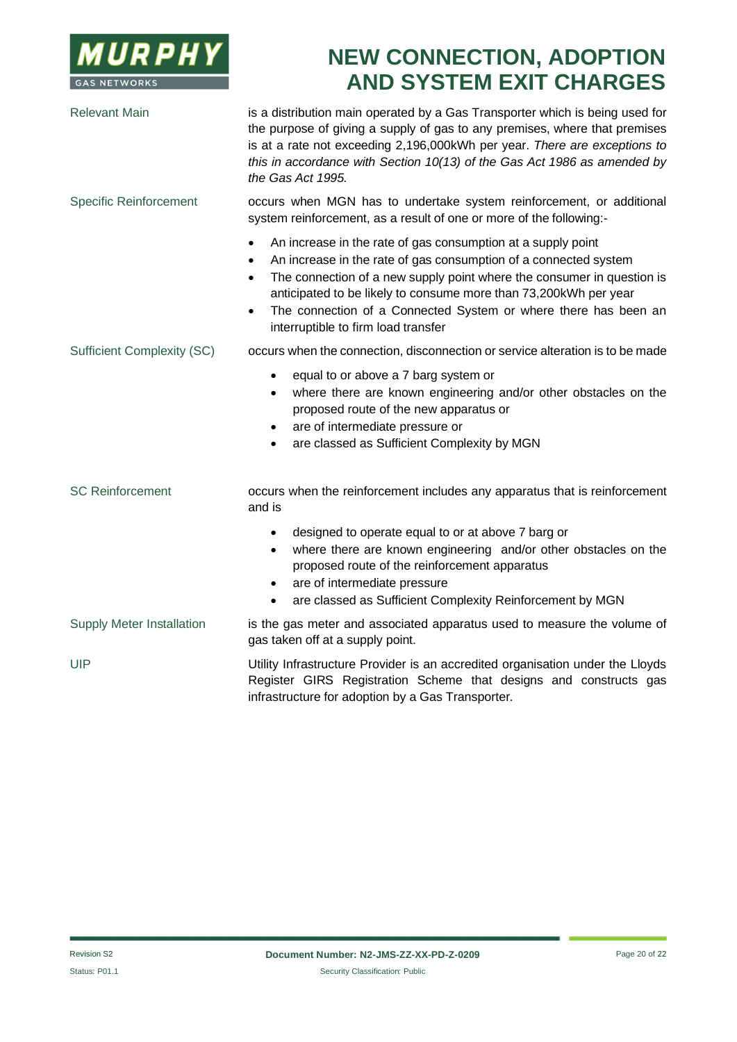| Term | Definition |
| --- | --- |
| Relevant Main | is a distribution main operated by a Gas Transporter which is being used for the purpose of giving a supply of gas to any premises, where that premises is at a rate not exceeding 2,196,000kWh per year. *There are exceptions to this in accordance with Section 10(13) of the Gas Act 1986 as amended by the Gas Act 1995.* |
| Specific Reinforcement | occurs when MGN has to undertake system reinforcement, or additional system reinforcement, as a result of one or more of the following:-<br>• An increase in the rate of gas consumption at a supply point<br>• An increase in the rate of gas consumption of a connected system<br>• The connection of a new supply point where the consumer in question is anticipated to be likely to consume more than 73,200kWh per year<br>• The connection of a Connected System or where there has been an interruptible to firm load transfer |
| Sufficient Complexity (SC) | occurs when the connection, disconnection or service alteration is to be made<br>• equal to or above a 7 barg system or<br>• where there are known engineering and/or other obstacles on the proposed route of the new apparatus or<br>• are of intermediate pressure or<br>• are classed as Sufficient Complexity by MGN |
| SC Reinforcement | occurs when the reinforcement includes any apparatus that is reinforcement and is<br>• designed to operate equal to or at above 7 barg or<br>• where there are known engineering and/or other obstacles on the proposed route of the reinforcement apparatus<br>• are of intermediate pressure<br>• are classed as Sufficient Complexity Reinforcement by MGN |
| Supply Meter Installation | is the gas meter and associated apparatus used to measure the volume of gas taken off at a supply point. |
| UIP | Utility Infrastructure Provider is an accredited organisation under the Lloyds Register GIRS Registration Scheme that designs and constructs gas infrastructure for adoption by a Gas Transporter. |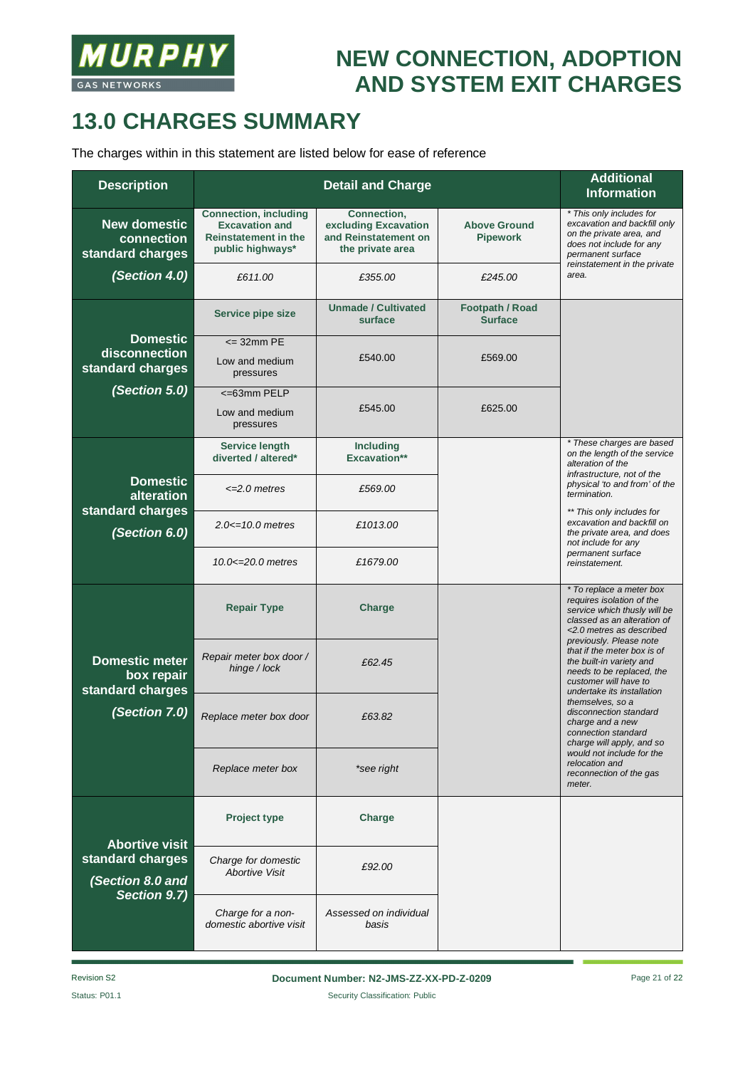# 13.0 CHARGES SUMMARY

The charges within in this statement are listed below for ease of reference

| Description | Detail and Charge | | | Additional Information |
|---|---|---|---|---|
| **New domestic connection standard charges** | **Connection, including Excavation and Reinstatement in the public highways*** | **Connection, excluding Excavation and Reinstatement on the private area** | **Above Ground Pipework** | *\* This only includes for excavation and backfill only on the private area, and does not include for any permanent surface reinstatement in the private area.* |
| ***(Section 4.0)*** | *£611.00* | *£355.00* | *£245.00* | |
| **Domestic disconnection standard charges** | **Service pipe size** | **Unmade / Cultivated surface** | **Footpath / Road Surface** | |
| | <= 32mm PE Low and medium pressures | £540.00 | £569.00 | |
| ***(Section 5.0)*** | <=63mm PELP Low and medium pressures | £545.00 | £625.00 | |
| **Domestic alteration standard charges** | **Service length diverted / altered*** | **Including Excavation**** | | *\* These charges are based on the length of the service alteration of the infrastructure, not of the physical 'to and from' of the termination.* *\*\* This only includes for excavation and backfill on the private area, and does not include for any permanent surface reinstatement.* |
| | *<=2.0 metres* | *£569.00* | | |
| ***(Section 6.0)*** | *2.0<=10.0 metres* | *£1013.00* | | |
| | *10.0<=20.0 metres* | *£1679.00* | | |
| **Domestic meter box repair standard charges** | **Repair Type** | **Charge** | | *\* To replace a meter box requires isolation of the service which thusly will be classed as an alteration of <2.0 metres as described previously. Please note that if the meter box is of the built-in variety and needs to be replaced, the customer will have to undertake its installation themselves, so a disconnection standard charge and a new connection standard charge will apply, and so would not include for the relocation and reconnection of the gas meter.* |
| | *Repair meter box door / hinge / lock* | *£62.45* | | |
| ***(Section 7.0)*** | *Replace meter box door* | *£63.82* | | |
| | *Replace meter box* | *\*see right* | | |
| **Abortive visit standard charges** | **Project type** | **Charge** | | |
| ***(Section 8.0 and Section 9.7)*** | *Charge for domestic Abortive Visit* | *£92.00* | | |
| | *Charge for a non-domestic abortive visit* | *Assessed on individual basis* | | |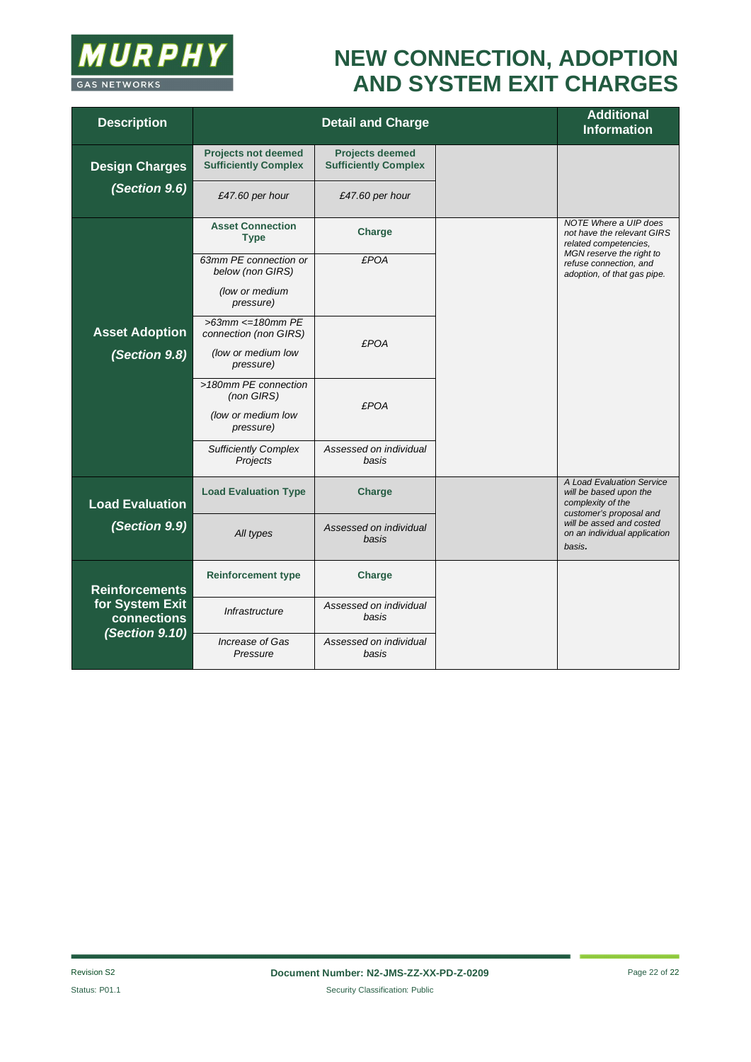# NEW CONNECTION, ADOPTION AND SYSTEM EXIT CHARGES

| Description | Detail and Charge | | | Additional Information |
|---|---|---|---|---|
| **Design Charges** ***(Section 9.6)*** | **Projects not deemed Sufficiently Complex** | **Projects deemed Sufficiently Complex** | | |
| | *£47.60 per hour* | *£47.60 per hour* | | |
| **Asset Adoption** ***(Section 9.8)*** | **Asset Connection Type** | **Charge** | | *NOTE Where a UIP does not have the relevant GIRS related competencies, MGN reserve the right to refuse connection, and adoption, of that gas pipe.* |
| | *63mm PE connection or below (non GIRS)* *(low or medium pressure)* | *£POA* | | |
| | *>63mm <=180mm PE connection (non GIRS)* *(low or medium low pressure)* | *£POA* | | |
| | *>180mm PE connection (non GIRS)* *(low or medium low pressure)* | *£POA* | | |
| | *Sufficiently Complex Projects* | *Assessed on individual basis* | | |
| **Load Evaluation** ***(Section 9.9)*** | **Load Evaluation Type** | **Charge** | | *A Load Evaluation Service will be based upon the complexity of the customer's proposal and will be assed and costed on an individual application basis.* |
| | *All types* | *Assessed on individual basis* | | |
| **Reinforcements for System Exit connections** ***(Section 9.10)*** | **Reinforcement type** | **Charge** | | |
| | *Infrastructure* | *Assessed on individual basis* | | |
| | *Increase of Gas Pressure* | *Assessed on individual basis* | | |